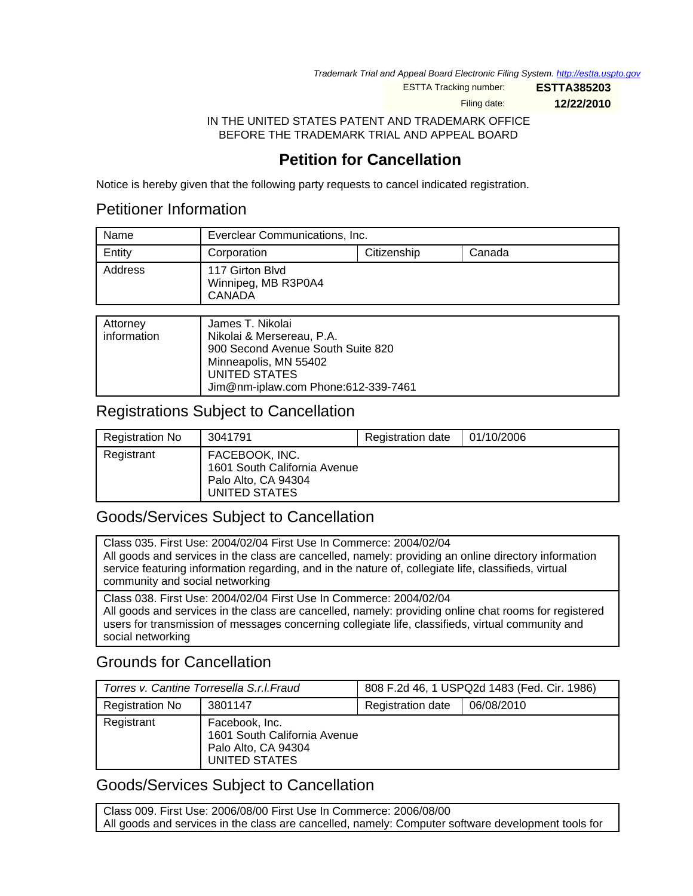Trademark Trial and Appeal Board Electronic Filing System. http://estta.uspto.gov

| ESTTA Tracking number: | ESTTA385203 |
|---|---|
| Filing date: | 12/22/2010 |

IN THE UNITED STATES PATENT AND TRADEMARK OFFICE
BEFORE THE TRADEMARK TRIAL AND APPEAL BOARD

# Petition for Cancellation

Notice is hereby given that the following party requests to cancel indicated registration.

## Petitioner Information

| Name | Everclear Communications, Inc. | | |
|---|---|---|---|
| Entity | Corporation | Citizenship | Canada |
| Address | 117 Girton Blvd<br>Winnipeg, MB R3P0A4<br>CANADA | | |

| Attorney information | James T. Nikolai<br>Nikolai & Mersereau, P.A.<br>900 Second Avenue South Suite 820<br>Minneapolis, MN 55402<br>UNITED STATES<br>Jim@nm-iplaw.com Phone:612-339-7461 |
|---|---|

## Registrations Subject to Cancellation

| Registration No | 3041791 | Registration date | 01/10/2006 |
|---|---|---|---|
| Registrant | FACEBOOK, INC.<br>1601 South California Avenue<br>Palo Alto, CA 94304<br>UNITED STATES | | |

## Goods/Services Subject to Cancellation

| Class 035. First Use: 2004/02/04 First Use In Commerce: 2004/02/04<br>All goods and services in the class are cancelled, namely: providing an online directory information service featuring information regarding, and in the nature of, collegiate life, classifieds, virtual community and social networking |
|---|
| Class 038. First Use: 2004/02/04 First Use In Commerce: 2004/02/04<br>All goods and services in the class are cancelled, namely: providing online chat rooms for registered users for transmission of messages concerning collegiate life, classifieds, virtual community and social networking |

## Grounds for Cancellation

| *Torres v. Cantine Torresella S.r.l.Fraud* | 808 F.2d 46, 1 USPQ2d 1483 (Fed. Cir. 1986) | | |
|---|---|---|---|
| Registration No | 3801147 | Registration date | 06/08/2010 |
| Registrant | Facebook, Inc.<br>1601 South California Avenue<br>Palo Alto, CA 94304<br>UNITED STATES | | |

## Goods/Services Subject to Cancellation

| Class 009. First Use: 2006/08/00 First Use In Commerce: 2006/08/00<br>All goods and services in the class are cancelled, namely: Computer software development tools for |
|---|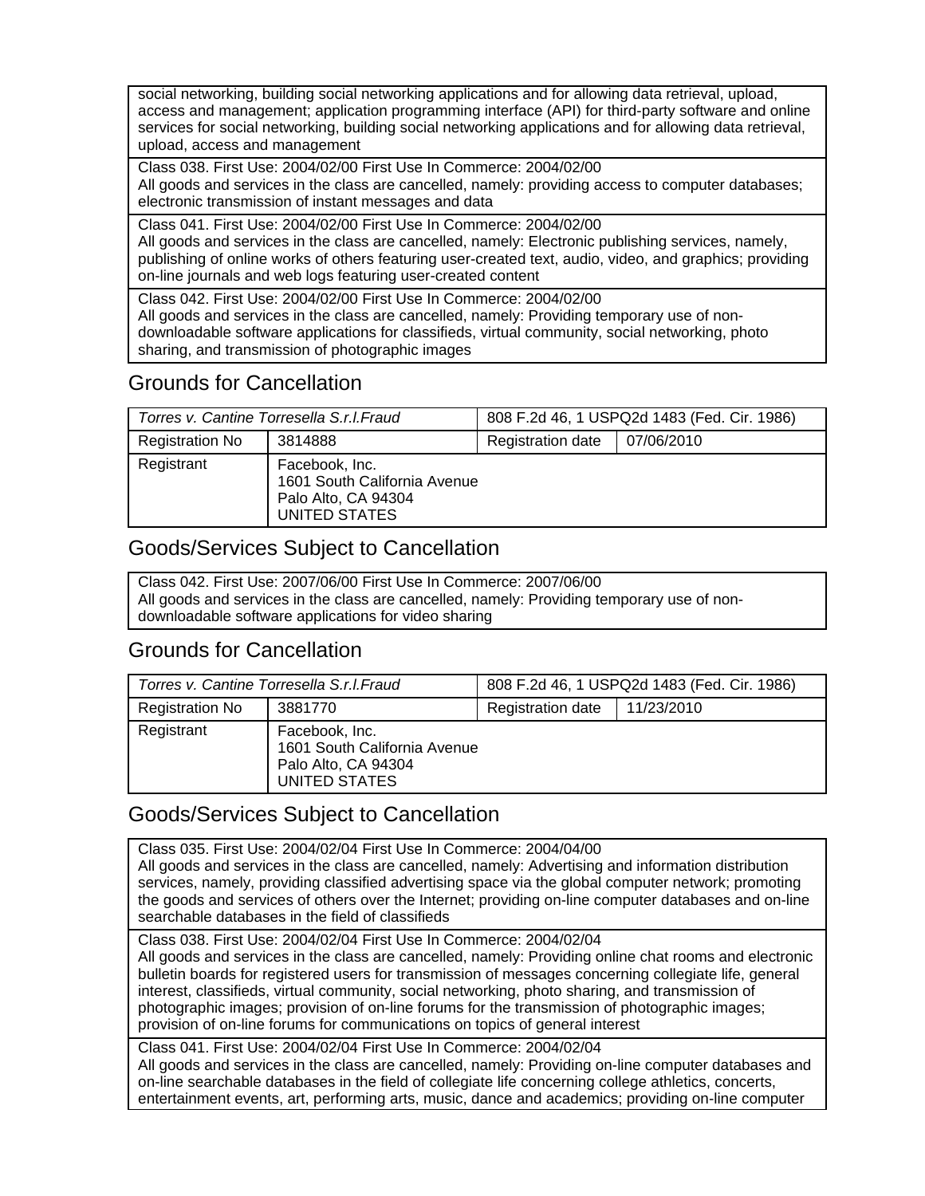| social networking, building social networking applications and for allowing data retrieval, upload, access and management; application programming interface (API) for third-party software and online services for social networking, building social networking applications and for allowing data retrieval, upload, access and management |
|---|
| Class 038. First Use: 2004/02/00 First Use In Commerce: 2004/02/00<br>All goods and services in the class are cancelled, namely: providing access to computer databases; electronic transmission of instant messages and data |
| Class 041. First Use: 2004/02/00 First Use In Commerce: 2004/02/00<br>All goods and services in the class are cancelled, namely: Electronic publishing services, namely, publishing of online works of others featuring user-created text, audio, video, and graphics; providing on-line journals and web logs featuring user-created content |
| Class 042. First Use: 2004/02/00 First Use In Commerce: 2004/02/00<br>All goods and services in the class are cancelled, namely: Providing temporary use of non-downloadable software applications for classifieds, virtual community, social networking, photo sharing, and transmission of photographic images |

## Grounds for Cancellation

| *Torres v. Cantine Torresella S.r.l.Fraud* | | 808 F.2d 46, 1 USPQ2d 1483 (Fed. Cir. 1986) | |
|---|---|---|---|
| Registration No | 3814888 | Registration date | 07/06/2010 |
| Registrant | Facebook, Inc.<br>1601 South California Avenue<br>Palo Alto, CA 94304<br>UNITED STATES | | |

## Goods/Services Subject to Cancellation

| Class 042. First Use: 2007/06/00 First Use In Commerce: 2007/06/00<br>All goods and services in the class are cancelled, namely: Providing temporary use of non-downloadable software applications for video sharing |
|---|

## Grounds for Cancellation

| *Torres v. Cantine Torresella S.r.l.Fraud* | | 808 F.2d 46, 1 USPQ2d 1483 (Fed. Cir. 1986) | |
|---|---|---|---|
| Registration No | 3881770 | Registration date | 11/23/2010 |
| Registrant | Facebook, Inc.<br>1601 South California Avenue<br>Palo Alto, CA 94304<br>UNITED STATES | | |

## Goods/Services Subject to Cancellation

| Class 035. First Use: 2004/02/04 First Use In Commerce: 2004/04/00<br>All goods and services in the class are cancelled, namely: Advertising and information distribution services, namely, providing classified advertising space via the global computer network; promoting the goods and services of others over the Internet; providing on-line computer databases and on-line searchable databases in the field of classifieds |
|---|
| Class 038. First Use: 2004/02/04 First Use In Commerce: 2004/02/04<br>All goods and services in the class are cancelled, namely: Providing online chat rooms and electronic bulletin boards for registered users for transmission of messages concerning collegiate life, general interest, classifieds, virtual community, social networking, photo sharing, and transmission of photographic images; provision of on-line forums for the transmission of photographic images; provision of on-line forums for communications on topics of general interest |
| Class 041. First Use: 2004/02/04 First Use In Commerce: 2004/02/04<br>All goods and services in the class are cancelled, namely: Providing on-line computer databases and on-line searchable databases in the field of collegiate life concerning college athletics, concerts, entertainment events, art, performing arts, music, dance and academics; providing on-line computer |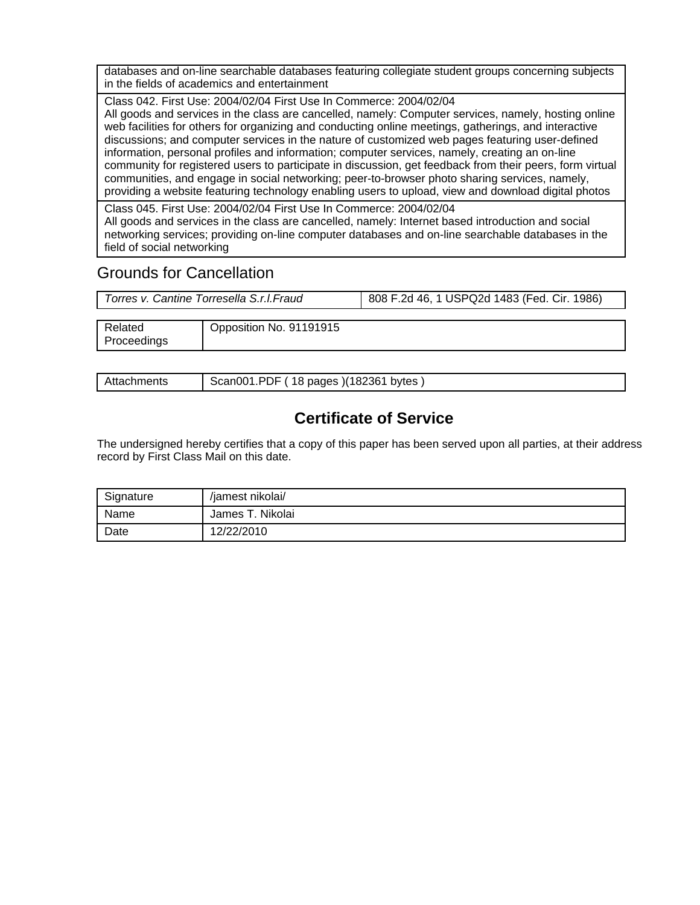| databases and on-line searchable databases featuring collegiate student groups concerning subjects in the fields of academics and entertainment |
|---|
| Class 042. First Use: 2004/02/04 First Use In Commerce: 2004/02/04<br>All goods and services in the class are cancelled, namely: Computer services, namely, hosting online web facilities for others for organizing and conducting online meetings, gatherings, and interactive discussions; and computer services in the nature of customized web pages featuring user-defined information, personal profiles and information; computer services, namely, creating an on-line community for registered users to participate in discussion, get feedback from their peers, form virtual communities, and engage in social networking; peer-to-browser photo sharing services, namely, providing a website featuring technology enabling users to upload, view and download digital photos |
| Class 045. First Use: 2004/02/04 First Use In Commerce: 2004/02/04<br>All goods and services in the class are cancelled, namely: Internet based introduction and social networking services; providing on-line computer databases and on-line searchable databases in the field of social networking |

## Grounds for Cancellation

| *Torres v. Cantine Torresella S.r.l.*Fraud | 808 F.2d 46, 1 USPQ2d 1483 (Fed. Cir. 1986) |
|---|---|

| Related Proceedings | Opposition No. 91191915 |
|---|---|

| Attachments | Scan001.PDF ( 18 pages )(182361 bytes ) |
|---|---|

## Certificate of Service

The undersigned hereby certifies that a copy of this paper has been served upon all parties, at their address record by First Class Mail on this date.

| Signature | /jamest nikolai/ |
|---|---|
| Name | James T. Nikolai |
| Date | 12/22/2010 |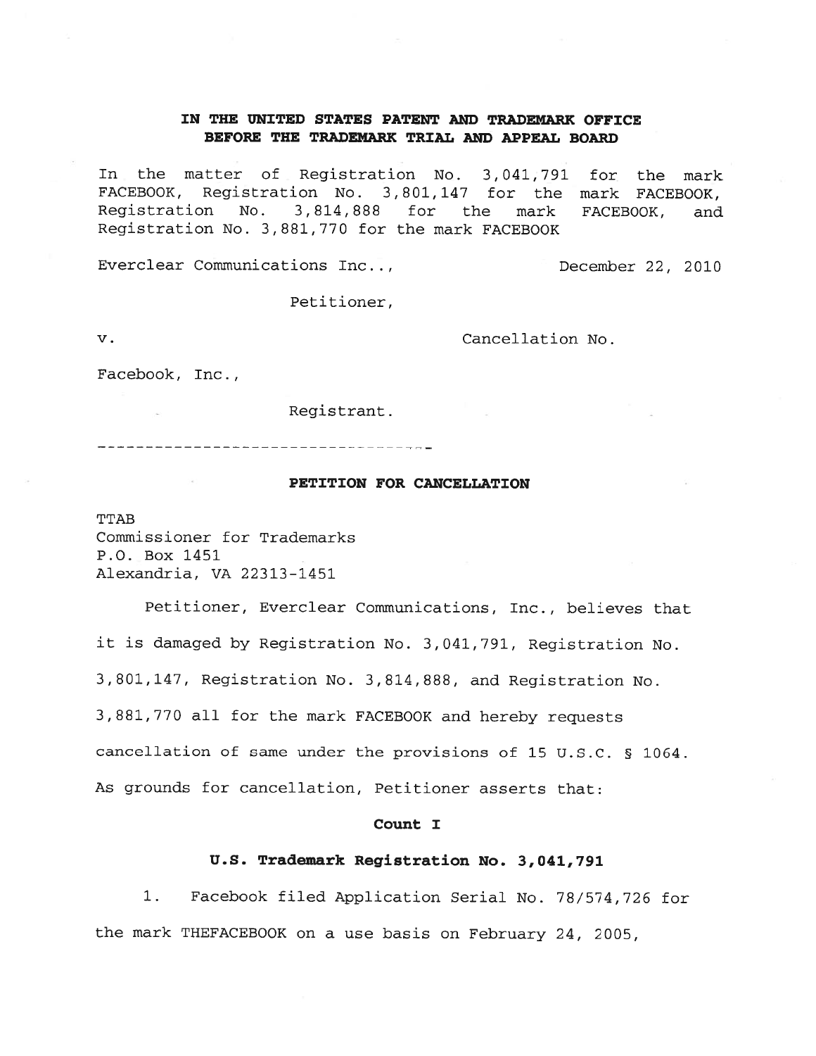**IN THE UNITED STATES PATENT AND TRADEMARK OFFICE**
**BEFORE THE TRADEMARK TRIAL AND APPEAL BOARD**

In the matter of Registration No. 3,041,791 for the mark FACEBOOK, Registration No. 3,801,147 for the mark FACEBOOK, Registration No. 3,814,888 for the mark FACEBOOK, and Registration No. 3,881,770 for the mark FACEBOOK

Everclear Communications Inc..,                                        December 22, 2010

Petitioner,

v.                                                                                    Cancellation No.

Facebook, Inc.,

Registrant.

-----------------------------------

## PETITION FOR CANCELLATION

TTAB
Commissioner for Trademarks
P.O. Box 1451
Alexandria, VA 22313-1451

Petitioner, Everclear Communications, Inc., believes that it is damaged by Registration No. 3,041,791, Registration No. 3,801,147, Registration No. 3,814,888, and Registration No. 3,881,770 all for the mark FACEBOOK and hereby requests cancellation of same under the provisions of 15 U.S.C. § 1064. As grounds for cancellation, Petitioner asserts that:

### Count I

### U.S. Trademark Registration No. 3,041,791

1. Facebook filed Application Serial No. 78/574,726 for the mark THEFACEBOOK on a use basis on February 24, 2005,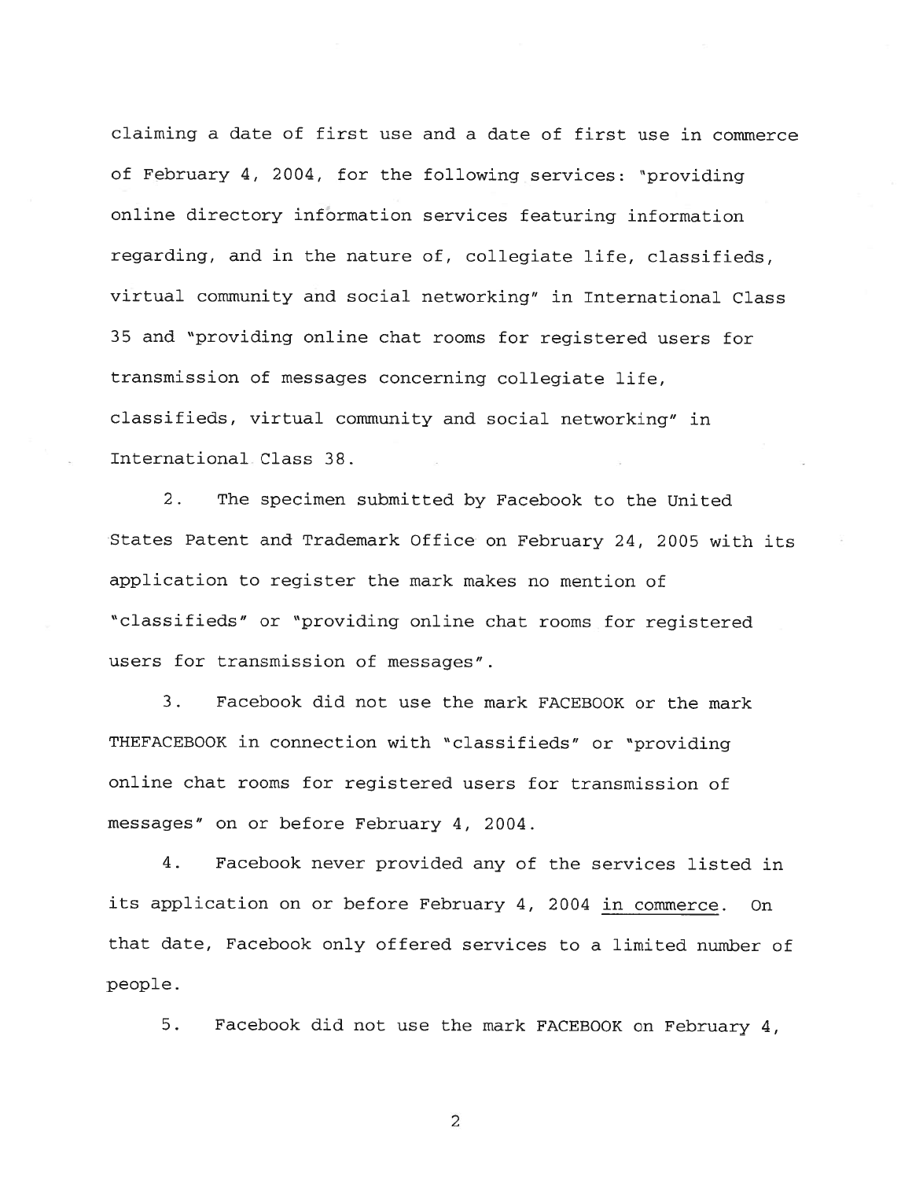claiming a date of first use and a date of first use in commerce of February 4, 2004, for the following services: "providing online directory information services featuring information regarding, and in the nature of, collegiate life, classifieds, virtual community and social networking" in International Class 35 and "providing online chat rooms for registered users for transmission of messages concerning collegiate life, classifieds, virtual community and social networking" in International Class 38.

2. The specimen submitted by Facebook to the United States Patent and Trademark Office on February 24, 2005 with its application to register the mark makes no mention of "classifieds" or "providing online chat rooms for registered users for transmission of messages".

3. Facebook did not use the mark FACEBOOK or the mark THEFACEBOOK in connection with "classifieds" or "providing online chat rooms for registered users for transmission of messages" on or before February 4, 2004.

4. Facebook never provided any of the services listed in its application on or before February 4, 2004 <u>in commerce</u>. On that date, Facebook only offered services to a limited number of people.

5. Facebook did not use the mark FACEBOOK on February 4,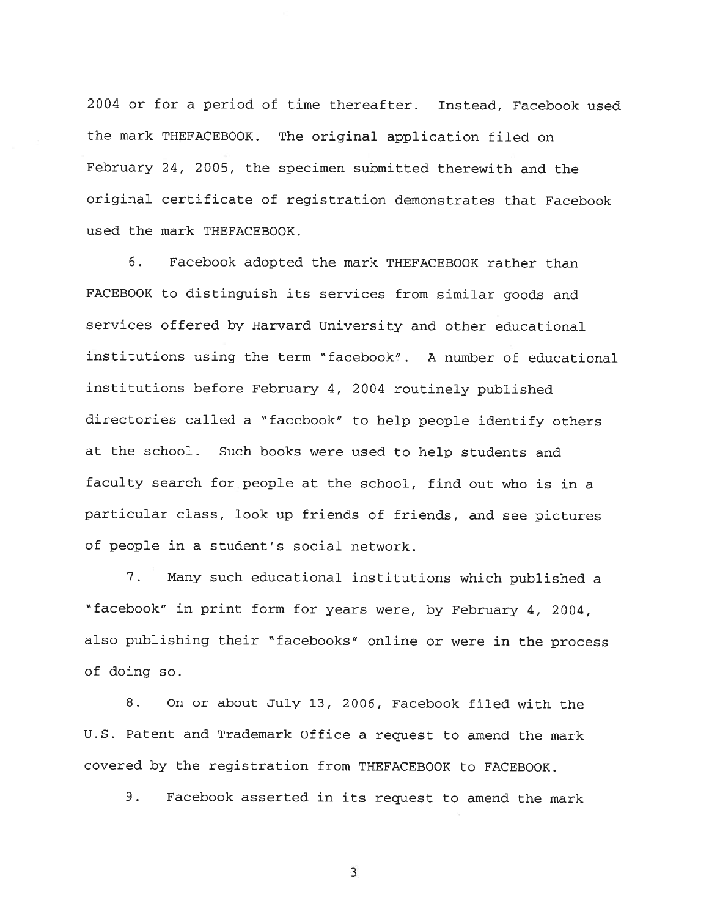2004 or for a period of time thereafter. Instead, Facebook used the mark THEFACEBOOK. The original application filed on February 24, 2005, the specimen submitted therewith and the original certificate of registration demonstrates that Facebook used the mark THEFACEBOOK.

6. Facebook adopted the mark THEFACEBOOK rather than FACEBOOK to distinguish its services from similar goods and services offered by Harvard University and other educational institutions using the term "facebook". A number of educational institutions before February 4, 2004 routinely published directories called a "facebook" to help people identify others at the school. Such books were used to help students and faculty search for people at the school, find out who is in a particular class, look up friends of friends, and see pictures of people in a student's social network.

7. Many such educational institutions which published a "facebook" in print form for years were, by February 4, 2004, also publishing their "facebooks" online or were in the process of doing so.

8. On or about July 13, 2006, Facebook filed with the U.S. Patent and Trademark Office a request to amend the mark covered by the registration from THEFACEBOOK to FACEBOOK.

9. Facebook asserted in its request to amend the mark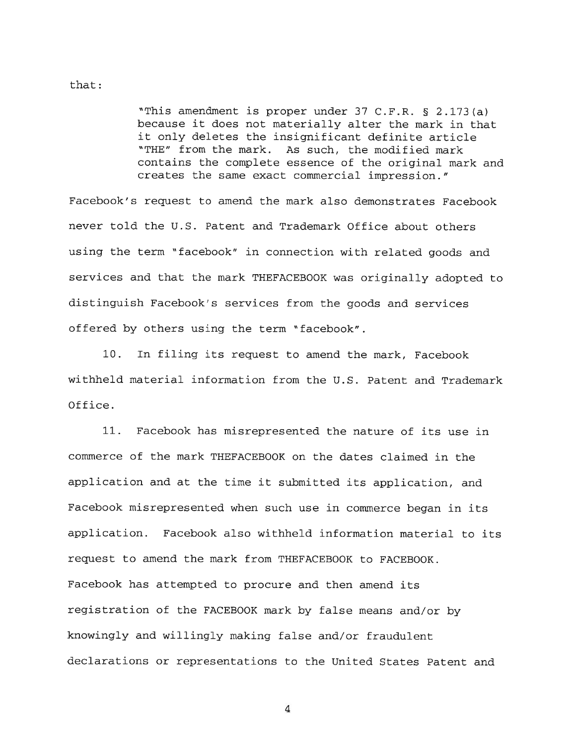that:

> "This amendment is proper under 37 C.F.R. § 2.173(a) because it does not materially alter the mark in that it only deletes the insignificant definite article "THE" from the mark. As such, the modified mark contains the complete essence of the original mark and creates the same exact commercial impression."

Facebook's request to amend the mark also demonstrates Facebook never told the U.S. Patent and Trademark Office about others using the term "facebook" in connection with related goods and services and that the mark THEFACEBOOK was originally adopted to distinguish Facebook's services from the goods and services offered by others using the term "facebook".

10. In filing its request to amend the mark, Facebook withheld material information from the U.S. Patent and Trademark Office.

11. Facebook has misrepresented the nature of its use in commerce of the mark THEFACEBOOK on the dates claimed in the application and at the time it submitted its application, and Facebook misrepresented when such use in commerce began in its application. Facebook also withheld information material to its request to amend the mark from THEFACEBOOK to FACEBOOK. Facebook has attempted to procure and then amend its registration of the FACEBOOK mark by false means and/or by knowingly and willingly making false and/or fraudulent declarations or representations to the United States Patent and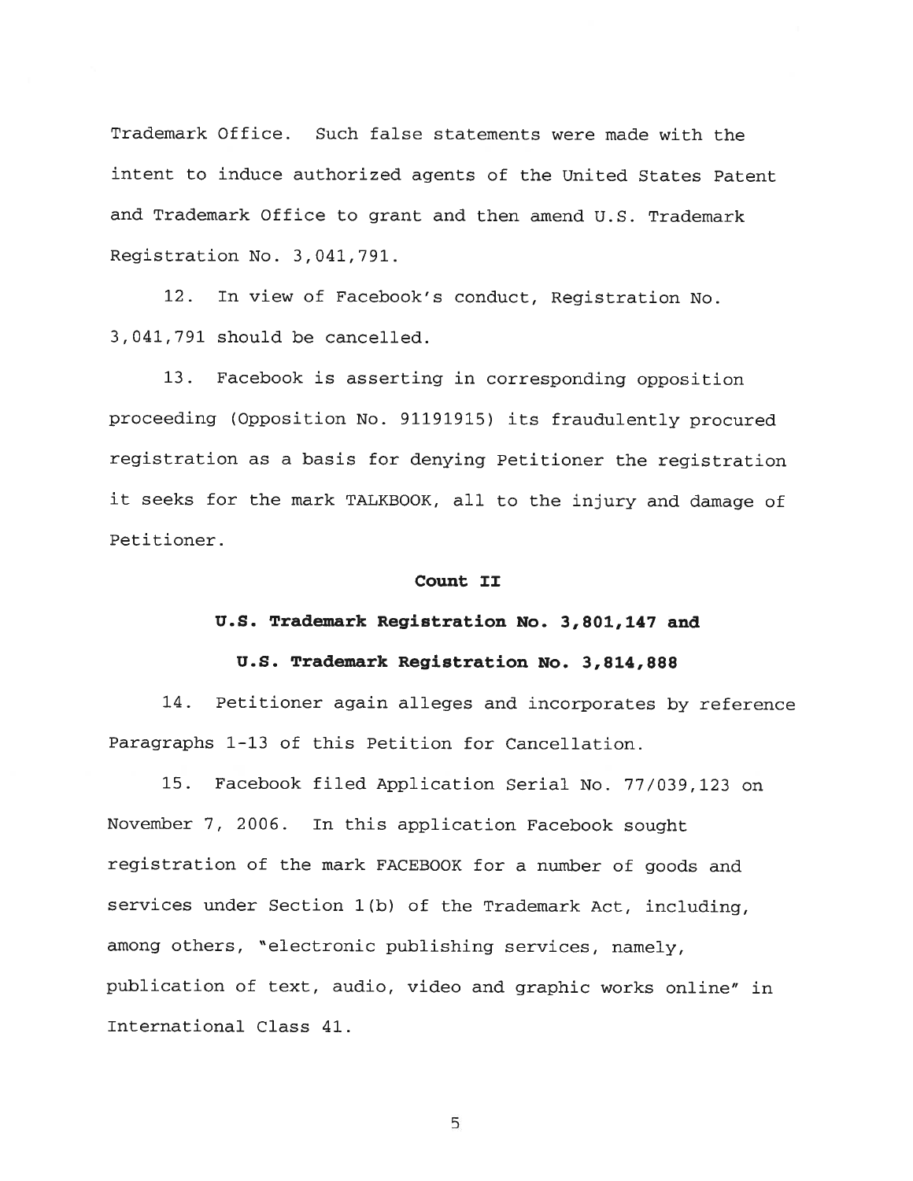Trademark Office. Such false statements were made with the intent to induce authorized agents of the United States Patent and Trademark Office to grant and then amend U.S. Trademark Registration No. 3,041,791.

12. In view of Facebook's conduct, Registration No. 3,041,791 should be cancelled.

13. Facebook is asserting in corresponding opposition proceeding (Opposition No. 91191915) its fraudulently procured registration as a basis for denying Petitioner the registration it seeks for the mark TALKBOOK, all to the injury and damage of Petitioner.

**Count II**

**U.S. Trademark Registration No. 3,801,147 and**

**U.S. Trademark Registration No. 3,814,888**

14. Petitioner again alleges and incorporates by reference Paragraphs 1-13 of this Petition for Cancellation.

15. Facebook filed Application Serial No. 77/039,123 on November 7, 2006. In this application Facebook sought registration of the mark FACEBOOK for a number of goods and services under Section 1(b) of the Trademark Act, including, among others, "electronic publishing services, namely, publication of text, audio, video and graphic works online" in International Class 41.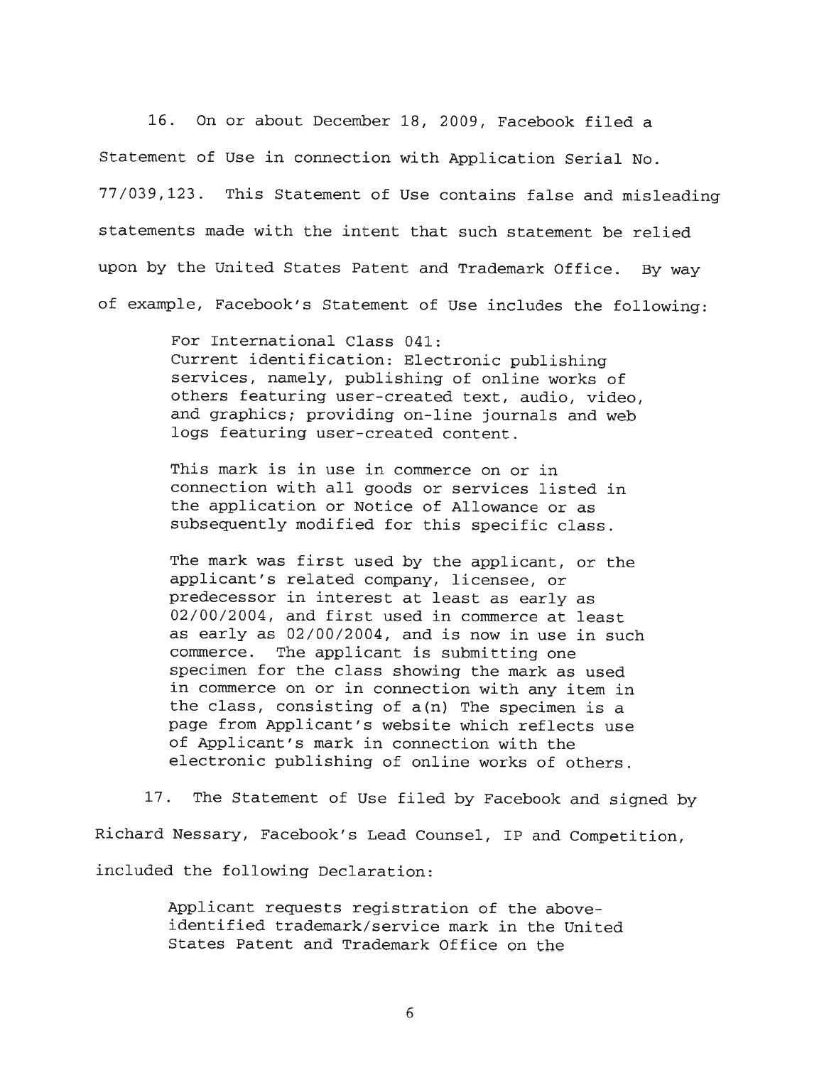16. On or about December 18, 2009, Facebook filed a Statement of Use in connection with Application Serial No. 77/039,123. This Statement of Use contains false and misleading statements made with the intent that such statement be relied upon by the United States Patent and Trademark Office. By way of example, Facebook's Statement of Use includes the following:

> For International Class 041:
> Current identification: Electronic publishing services, namely, publishing of online works of others featuring user-created text, audio, video, and graphics; providing on-line journals and web logs featuring user-created content.
>
> This mark is in use in commerce on or in connection with all goods or services listed in the application or Notice of Allowance or as subsequently modified for this specific class.
>
> The mark was first used by the applicant, or the applicant's related company, licensee, or predecessor in interest at least as early as 02/00/2004, and first used in commerce at least as early as 02/00/2004, and is now in use in such commerce. The applicant is submitting one specimen for the class showing the mark as used in commerce on or in connection with any item in the class, consisting of a(n) The specimen is a page from Applicant's website which reflects use of Applicant's mark in connection with the electronic publishing of online works of others.

17. The Statement of Use filed by Facebook and signed by Richard Nessary, Facebook's Lead Counsel, IP and Competition, included the following Declaration:

> Applicant requests registration of the above-identified trademark/service mark in the United States Patent and Trademark Office on the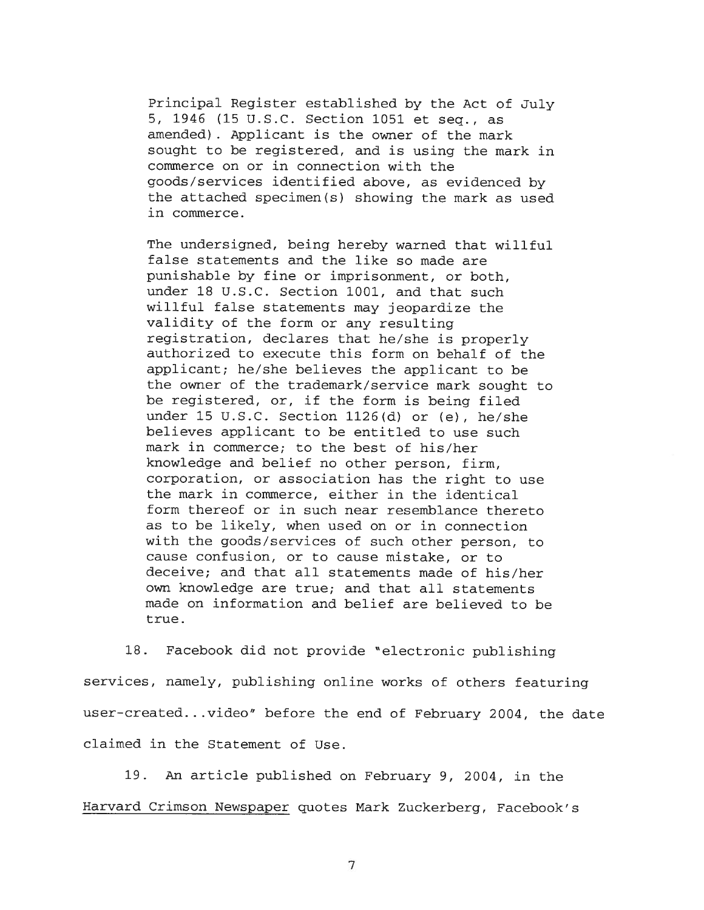> Principal Register established by the Act of July 5, 1946 (15 U.S.C. Section 1051 et seq., as amended). Applicant is the owner of the mark sought to be registered, and is using the mark in commerce on or in connection with the goods/services identified above, as evidenced by the attached specimen(s) showing the mark as used in commerce.
>
> The undersigned, being hereby warned that willful false statements and the like so made are punishable by fine or imprisonment, or both, under 18 U.S.C. Section 1001, and that such willful false statements may jeopardize the validity of the form or any resulting registration, declares that he/she is properly authorized to execute this form on behalf of the applicant; he/she believes the applicant to be the owner of the trademark/service mark sought to be registered, or, if the form is being filed under 15 U.S.C. Section 1126(d) or (e), he/she believes applicant to be entitled to use such mark in commerce; to the best of his/her knowledge and belief no other person, firm, corporation, or association has the right to use the mark in commerce, either in the identical form thereof or in such near resemblance thereto as to be likely, when used on or in connection with the goods/services of such other person, to cause confusion, or to cause mistake, or to deceive; and that all statements made of his/her own knowledge are true; and that all statements made on information and belief are believed to be true.

18. Facebook did not provide "electronic publishing services, namely, publishing online works of others featuring user-created...video" before the end of February 2004, the date claimed in the Statement of Use.

19. An article published on February 9, 2004, in the Harvard Crimson Newspaper quotes Mark Zuckerberg, Facebook's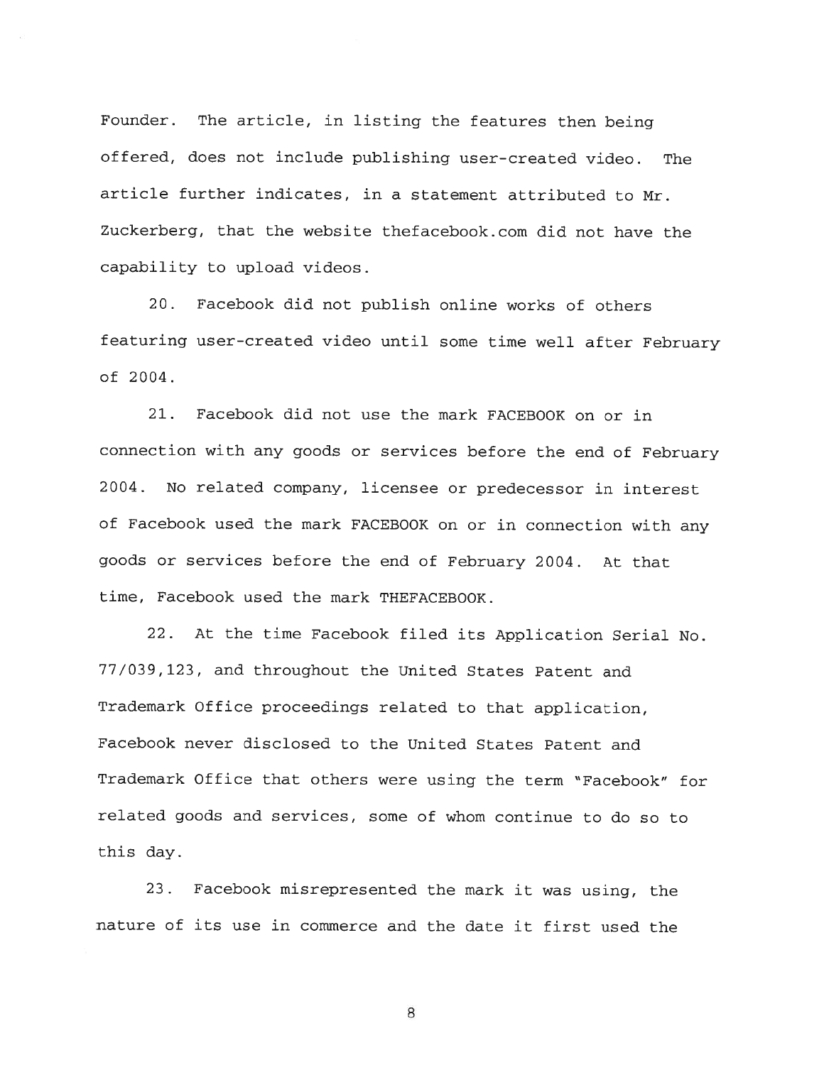Founder. The article, in listing the features then being offered, does not include publishing user-created video. The article further indicates, in a statement attributed to Mr. Zuckerberg, that the website thefacebook.com did not have the capability to upload videos.

20. Facebook did not publish online works of others featuring user-created video until some time well after February of 2004.

21. Facebook did not use the mark FACEBOOK on or in connection with any goods or services before the end of February 2004. No related company, licensee or predecessor in interest of Facebook used the mark FACEBOOK on or in connection with any goods or services before the end of February 2004. At that time, Facebook used the mark THEFACEBOOK.

22. At the time Facebook filed its Application Serial No. 77/039,123, and throughout the United States Patent and Trademark Office proceedings related to that application, Facebook never disclosed to the United States Patent and Trademark Office that others were using the term "Facebook" for related goods and services, some of whom continue to do so to this day.

23. Facebook misrepresented the mark it was using, the nature of its use in commerce and the date it first used the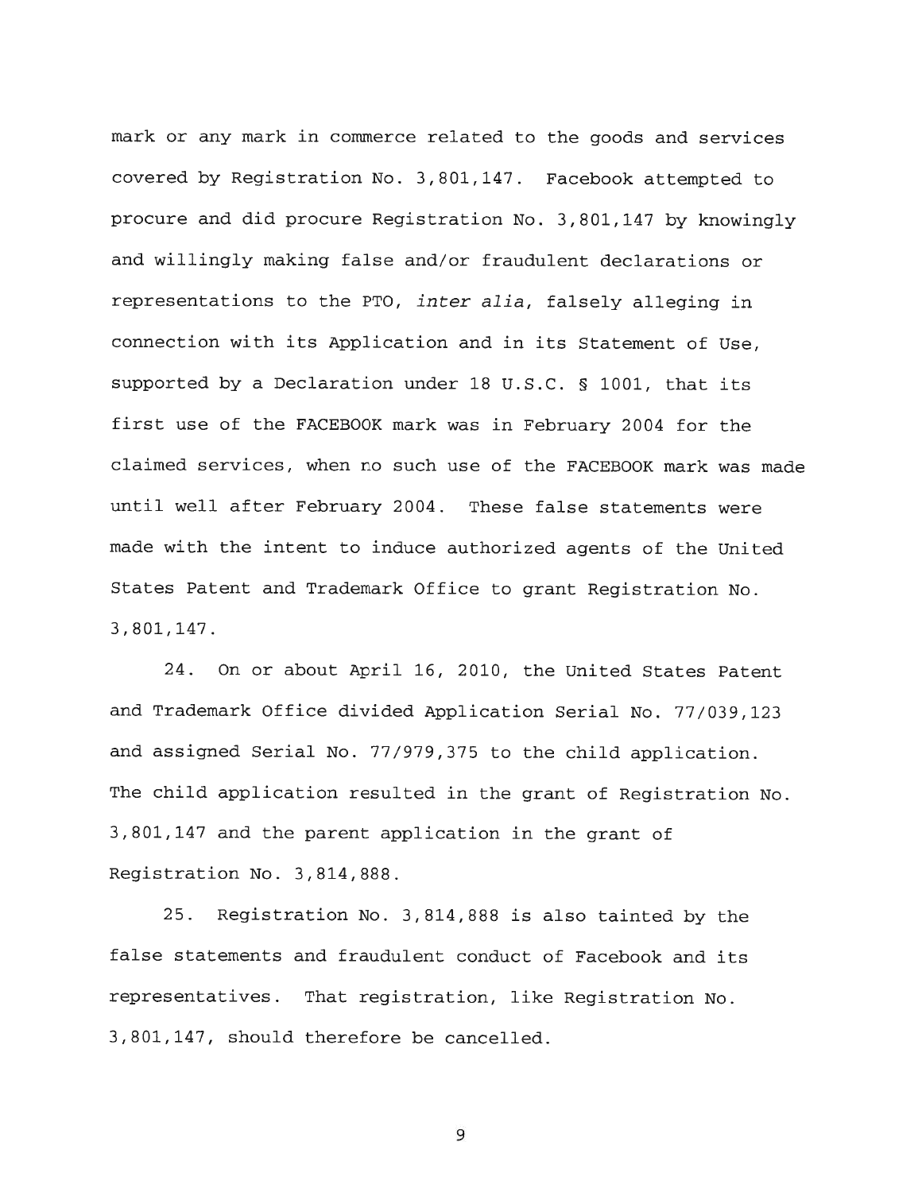mark or any mark in commerce related to the goods and services covered by Registration No. 3,801,147. Facebook attempted to procure and did procure Registration No. 3,801,147 by knowingly and willingly making false and/or fraudulent declarations or representations to the PTO, *inter alia*, falsely alleging in connection with its Application and in its Statement of Use, supported by a Declaration under 18 U.S.C. § 1001, that its first use of the FACEBOOK mark was in February 2004 for the claimed services, when no such use of the FACEBOOK mark was made until well after February 2004. These false statements were made with the intent to induce authorized agents of the United States Patent and Trademark Office to grant Registration No. 3,801,147.

24. On or about April 16, 2010, the United States Patent and Trademark Office divided Application Serial No. 77/039,123 and assigned Serial No. 77/979,375 to the child application. The child application resulted in the grant of Registration No. 3,801,147 and the parent application in the grant of Registration No. 3,814,888.

25. Registration No. 3,814,888 is also tainted by the false statements and fraudulent conduct of Facebook and its representatives. That registration, like Registration No. 3,801,147, should therefore be cancelled.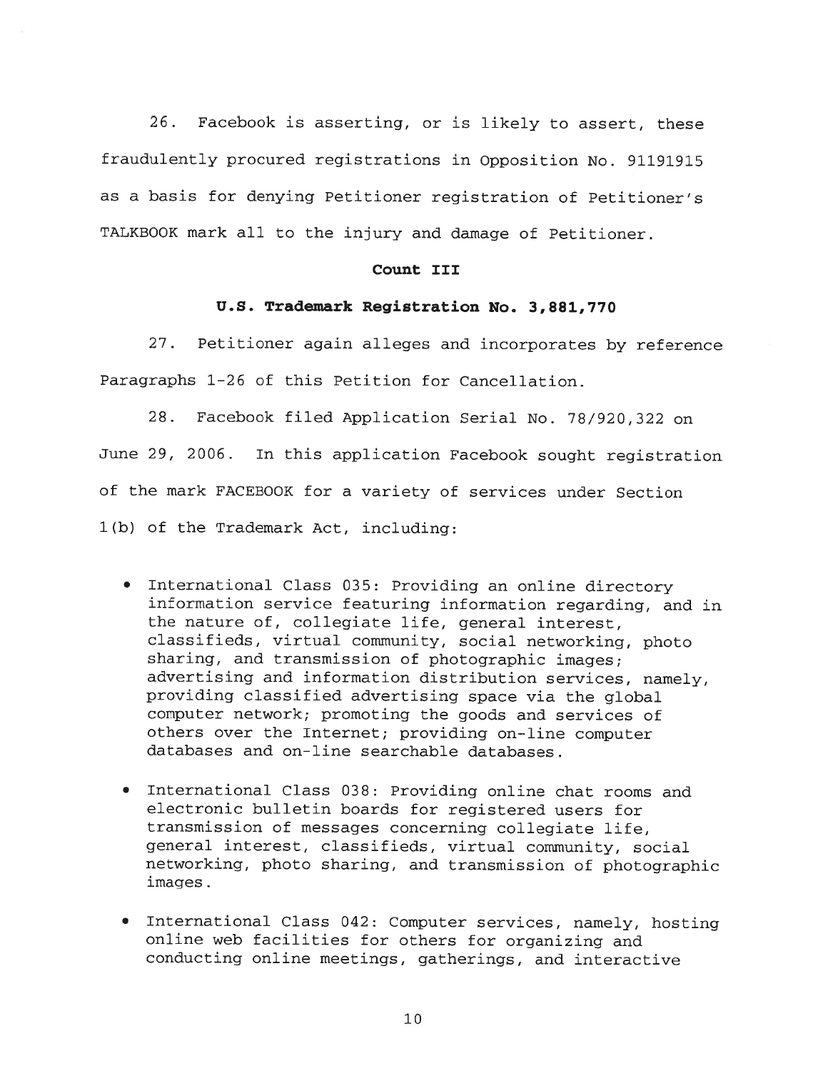26. Facebook is asserting, or is likely to assert, these fraudulently procured registrations in Opposition No. 91191915 as a basis for denying Petitioner registration of Petitioner's TALKBOOK mark all to the injury and damage of Petitioner.

**Count III**

**U.S. Trademark Registration No. 3,881,770**

27. Petitioner again alleges and incorporates by reference Paragraphs 1-26 of this Petition for Cancellation.

28. Facebook filed Application Serial No. 78/920,322 on June 29, 2006. In this application Facebook sought registration of the mark FACEBOOK for a variety of services under Section 1(b) of the Trademark Act, including:

- International Class 035: Providing an online directory information service featuring information regarding, and in the nature of, collegiate life, general interest, classifieds, virtual community, social networking, photo sharing, and transmission of photographic images; advertising and information distribution services, namely, providing classified advertising space via the global computer network; promoting the goods and services of others over the Internet; providing on-line computer databases and on-line searchable databases.
- International Class 038: Providing online chat rooms and electronic bulletin boards for registered users for transmission of messages concerning collegiate life, general interest, classifieds, virtual community, social networking, photo sharing, and transmission of photographic images.
- International Class 042: Computer services, namely, hosting online web facilities for others for organizing and conducting online meetings, gatherings, and interactive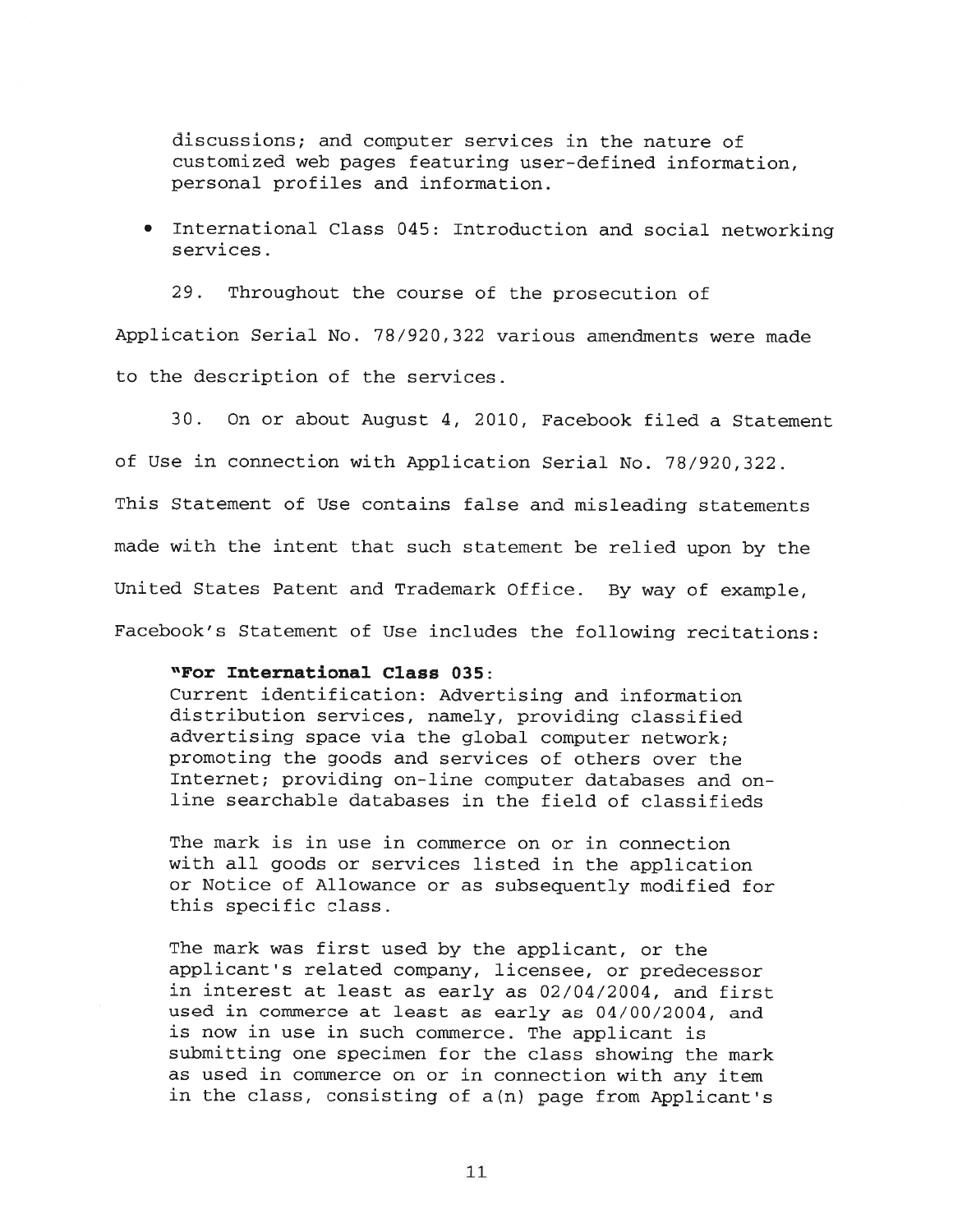discussions; and computer services in the nature of customized web pages featuring user-defined information, personal profiles and information.

- International Class 045: Introduction and social networking services.

29. Throughout the course of the prosecution of Application Serial No. 78/920,322 various amendments were made to the description of the services.

30. On or about August 4, 2010, Facebook filed a Statement of Use in connection with Application Serial No. 78/920,322. This Statement of Use contains false and misleading statements made with the intent that such statement be relied upon by the United States Patent and Trademark Office. By way of example, Facebook's Statement of Use includes the following recitations:

> **"For International Class 035:**
> Current identification: Advertising and information distribution services, namely, providing classified advertising space via the global computer network; promoting the goods and services of others over the Internet; providing on-line computer databases and on-line searchable databases in the field of classifieds
>
> The mark is in use in commerce on or in connection with all goods or services listed in the application or Notice of Allowance or as subsequently modified for this specific class.
>
> The mark was first used by the applicant, or the applicant's related company, licensee, or predecessor in interest at least as early as 02/04/2004, and first used in commerce at least as early as 04/00/2004, and is now in use in such commerce. The applicant is submitting one specimen for the class showing the mark as used in commerce on or in connection with any item in the class, consisting of a(n) page from Applicant's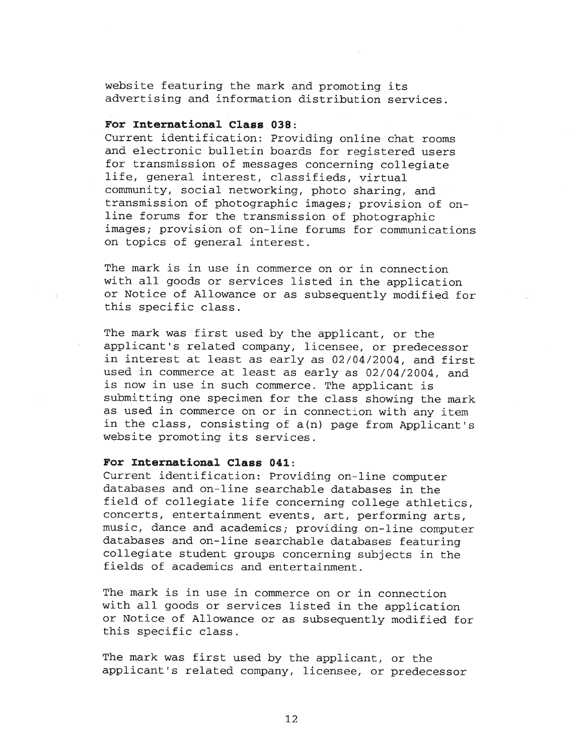website featuring the mark and promoting its advertising and information distribution services.

**For International Class 038:**
Current identification: Providing online chat rooms and electronic bulletin boards for registered users for transmission of messages concerning collegiate life, general interest, classifieds, virtual community, social networking, photo sharing, and transmission of photographic images; provision of on-line forums for the transmission of photographic images; provision of on-line forums for communications on topics of general interest.

The mark is in use in commerce on or in connection with all goods or services listed in the application or Notice of Allowance or as subsequently modified for this specific class.

The mark was first used by the applicant, or the applicant's related company, licensee, or predecessor in interest at least as early as 02/04/2004, and first used in commerce at least as early as 02/04/2004, and is now in use in such commerce. The applicant is submitting one specimen for the class showing the mark as used in commerce on or in connection with any item in the class, consisting of a(n) page from Applicant's website promoting its services.

**For International Class 041:**
Current identification: Providing on-line computer databases and on-line searchable databases in the field of collegiate life concerning college athletics, concerts, entertainment events, art, performing arts, music, dance and academics; providing on-line computer databases and on-line searchable databases featuring collegiate student groups concerning subjects in the fields of academics and entertainment.

The mark is in use in commerce on or in connection with all goods or services listed in the application or Notice of Allowance or as subsequently modified for this specific class.

The mark was first used by the applicant, or the applicant's related company, licensee, or predecessor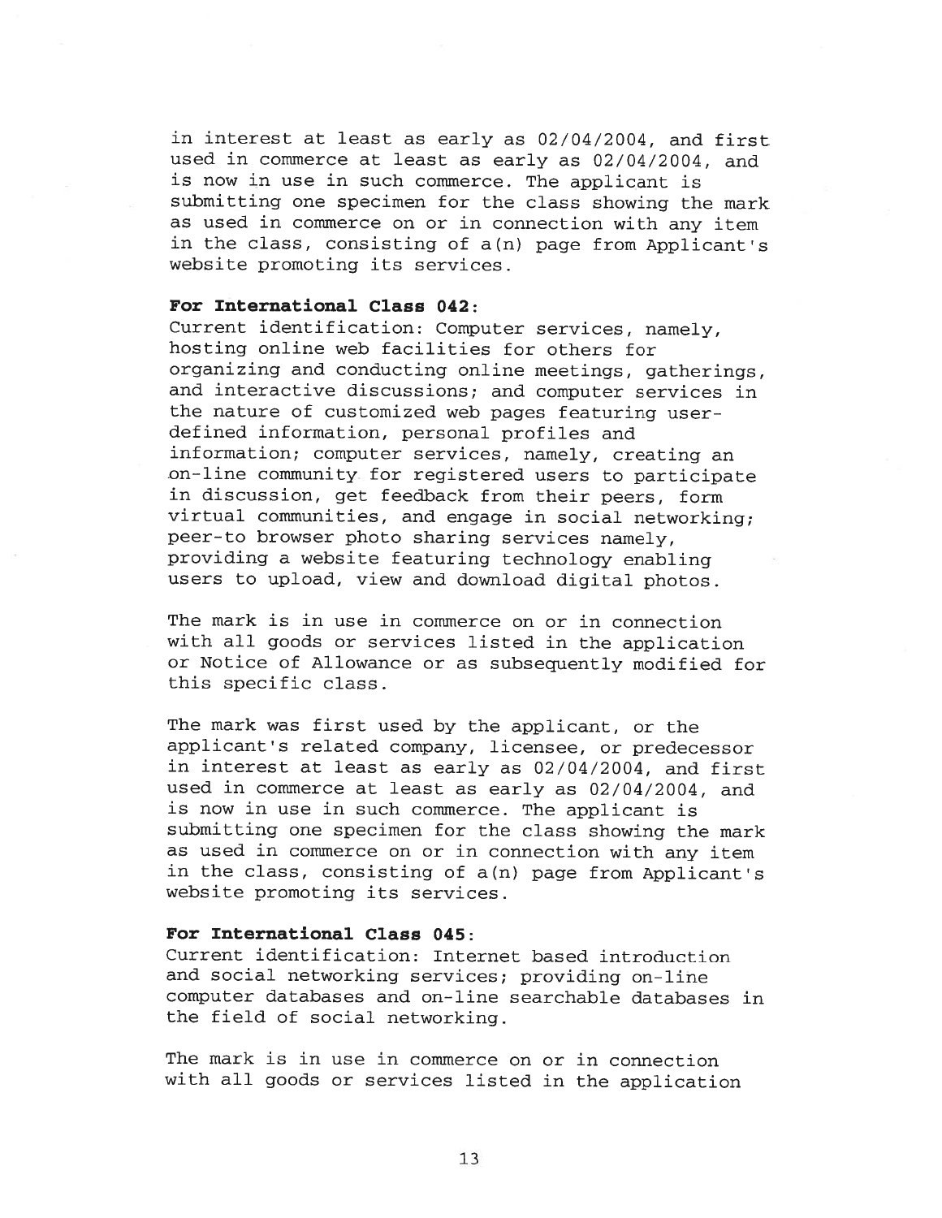in interest at least as early as 02/04/2004, and first used in commerce at least as early as 02/04/2004, and is now in use in such commerce. The applicant is submitting one specimen for the class showing the mark as used in commerce on or in connection with any item in the class, consisting of a(n) page from Applicant's website promoting its services.

**For International Class 042:**
Current identification: Computer services, namely, hosting online web facilities for others for organizing and conducting online meetings, gatherings, and interactive discussions; and computer services in the nature of customized web pages featuring user-defined information, personal profiles and information; computer services, namely, creating an on-line community for registered users to participate in discussion, get feedback from their peers, form virtual communities, and engage in social networking; peer-to browser photo sharing services namely, providing a website featuring technology enabling users to upload, view and download digital photos.

The mark is in use in commerce on or in connection with all goods or services listed in the application or Notice of Allowance or as subsequently modified for this specific class.

The mark was first used by the applicant, or the applicant's related company, licensee, or predecessor in interest at least as early as 02/04/2004, and first used in commerce at least as early as 02/04/2004, and is now in use in such commerce. The applicant is submitting one specimen for the class showing the mark as used in commerce on or in connection with any item in the class, consisting of a(n) page from Applicant's website promoting its services.

**For International Class 045:**
Current identification: Internet based introduction and social networking services; providing on-line computer databases and on-line searchable databases in the field of social networking.

The mark is in use in commerce on or in connection with all goods or services listed in the application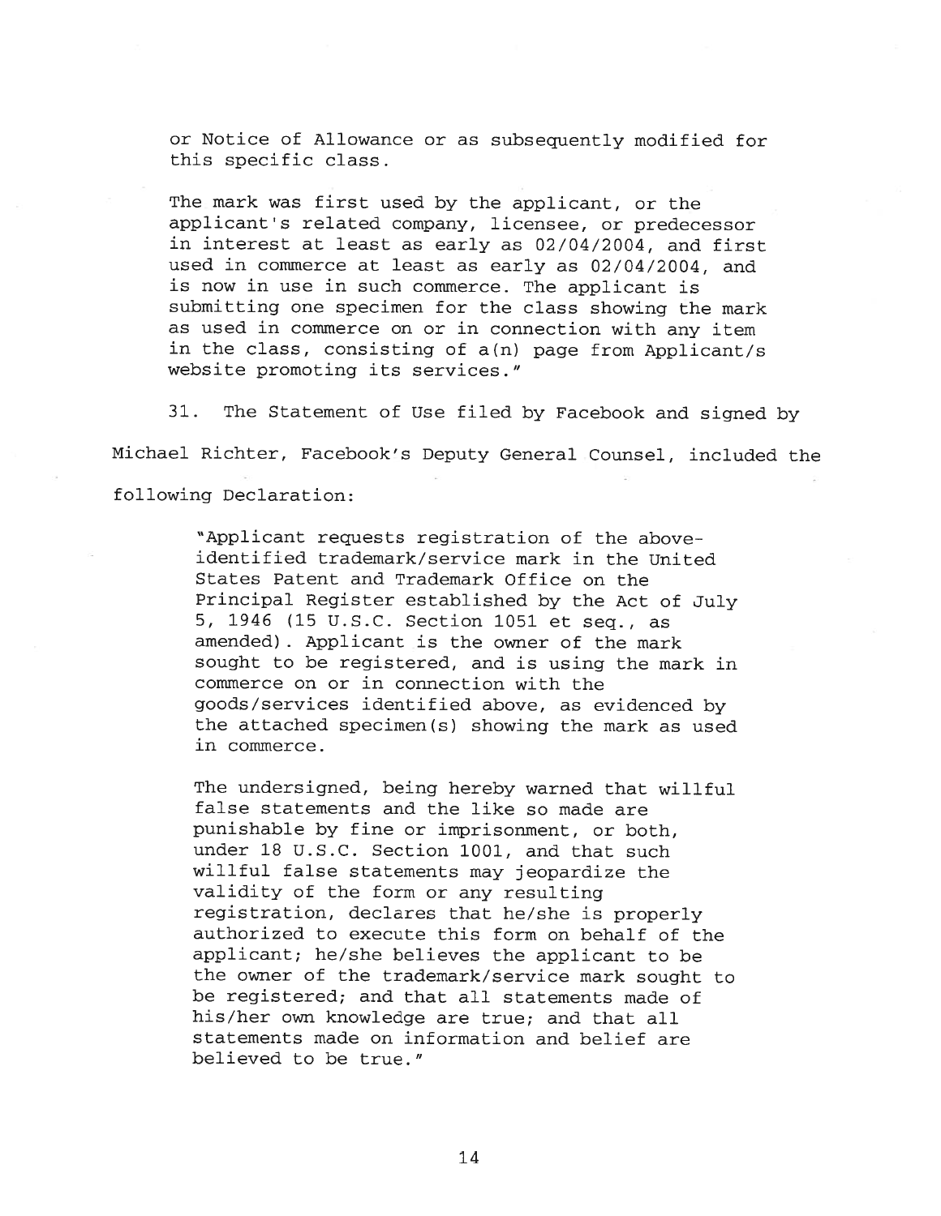> or Notice of Allowance or as subsequently modified for this specific class.
>
> The mark was first used by the applicant, or the applicant's related company, licensee, or predecessor in interest at least as early as 02/04/2004, and first used in commerce at least as early as 02/04/2004, and is now in use in such commerce. The applicant is submitting one specimen for the class showing the mark as used in commerce on or in connection with any item in the class, consisting of a(n) page from Applicant/s website promoting its services."

31. The Statement of Use filed by Facebook and signed by Michael Richter, Facebook's Deputy General Counsel, included the following Declaration:

> "Applicant requests registration of the above-identified trademark/service mark in the United States Patent and Trademark Office on the Principal Register established by the Act of July 5, 1946 (15 U.S.C. Section 1051 et seq., as amended). Applicant is the owner of the mark sought to be registered, and is using the mark in commerce on or in connection with the goods/services identified above, as evidenced by the attached specimen(s) showing the mark as used in commerce.
>
> The undersigned, being hereby warned that willful false statements and the like so made are punishable by fine or imprisonment, or both, under 18 U.S.C. Section 1001, and that such willful false statements may jeopardize the validity of the form or any resulting registration, declares that he/she is properly authorized to execute this form on behalf of the applicant; he/she believes the applicant to be the owner of the trademark/service mark sought to be registered; and that all statements made of his/her own knowledge are true; and that all statements made on information and belief are believed to be true."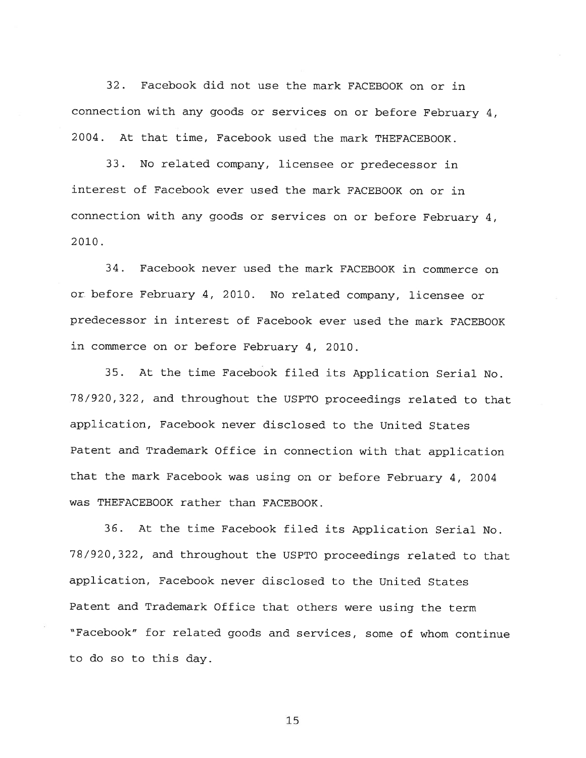32. Facebook did not use the mark FACEBOOK on or in connection with any goods or services on or before February 4, 2004. At that time, Facebook used the mark THEFACEBOOK.

33. No related company, licensee or predecessor in interest of Facebook ever used the mark FACEBOOK on or in connection with any goods or services on or before February 4, 2010.

34. Facebook never used the mark FACEBOOK in commerce on or before February 4, 2010. No related company, licensee or predecessor in interest of Facebook ever used the mark FACEBOOK in commerce on or before February 4, 2010.

35. At the time Facebook filed its Application Serial No. 78/920,322, and throughout the USPTO proceedings related to that application, Facebook never disclosed to the United States Patent and Trademark Office in connection with that application that the mark Facebook was using on or before February 4, 2004 was THEFACEBOOK rather than FACEBOOK.

36. At the time Facebook filed its Application Serial No. 78/920,322, and throughout the USPTO proceedings related to that application, Facebook never disclosed to the United States Patent and Trademark Office that others were using the term "Facebook" for related goods and services, some of whom continue to do so to this day.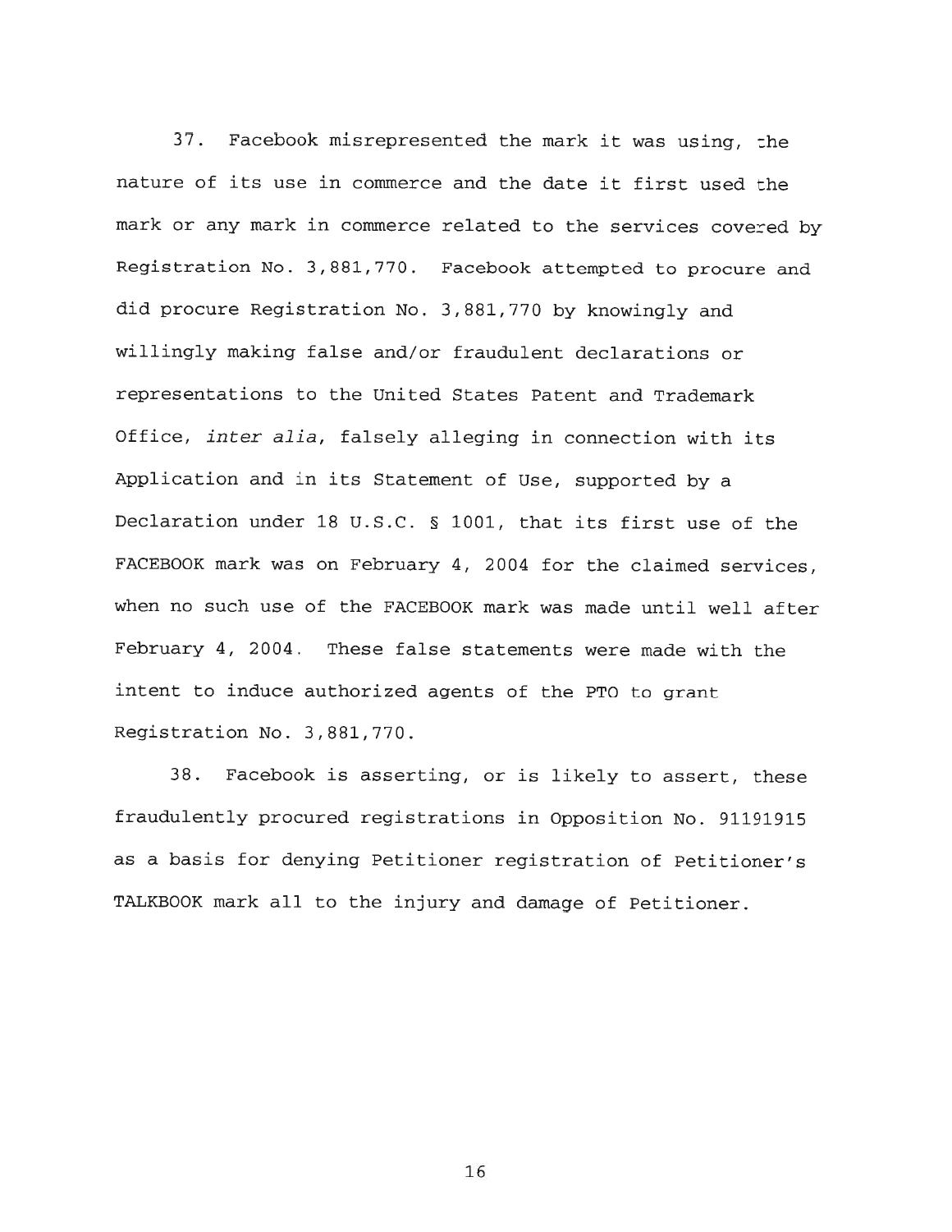37. Facebook misrepresented the mark it was using, the nature of its use in commerce and the date it first used the mark or any mark in commerce related to the services covered by Registration No. 3,881,770. Facebook attempted to procure and did procure Registration No. 3,881,770 by knowingly and willingly making false and/or fraudulent declarations or representations to the United States Patent and Trademark Office, *inter alia*, falsely alleging in connection with its Application and in its Statement of Use, supported by a Declaration under 18 U.S.C. § 1001, that its first use of the FACEBOOK mark was on February 4, 2004 for the claimed services, when no such use of the FACEBOOK mark was made until well after February 4, 2004. These false statements were made with the intent to induce authorized agents of the PTO to grant Registration No. 3,881,770.

38. Facebook is asserting, or is likely to assert, these fraudulently procured registrations in Opposition No. 91191915 as a basis for denying Petitioner registration of Petitioner's TALKBOOK mark all to the injury and damage of Petitioner.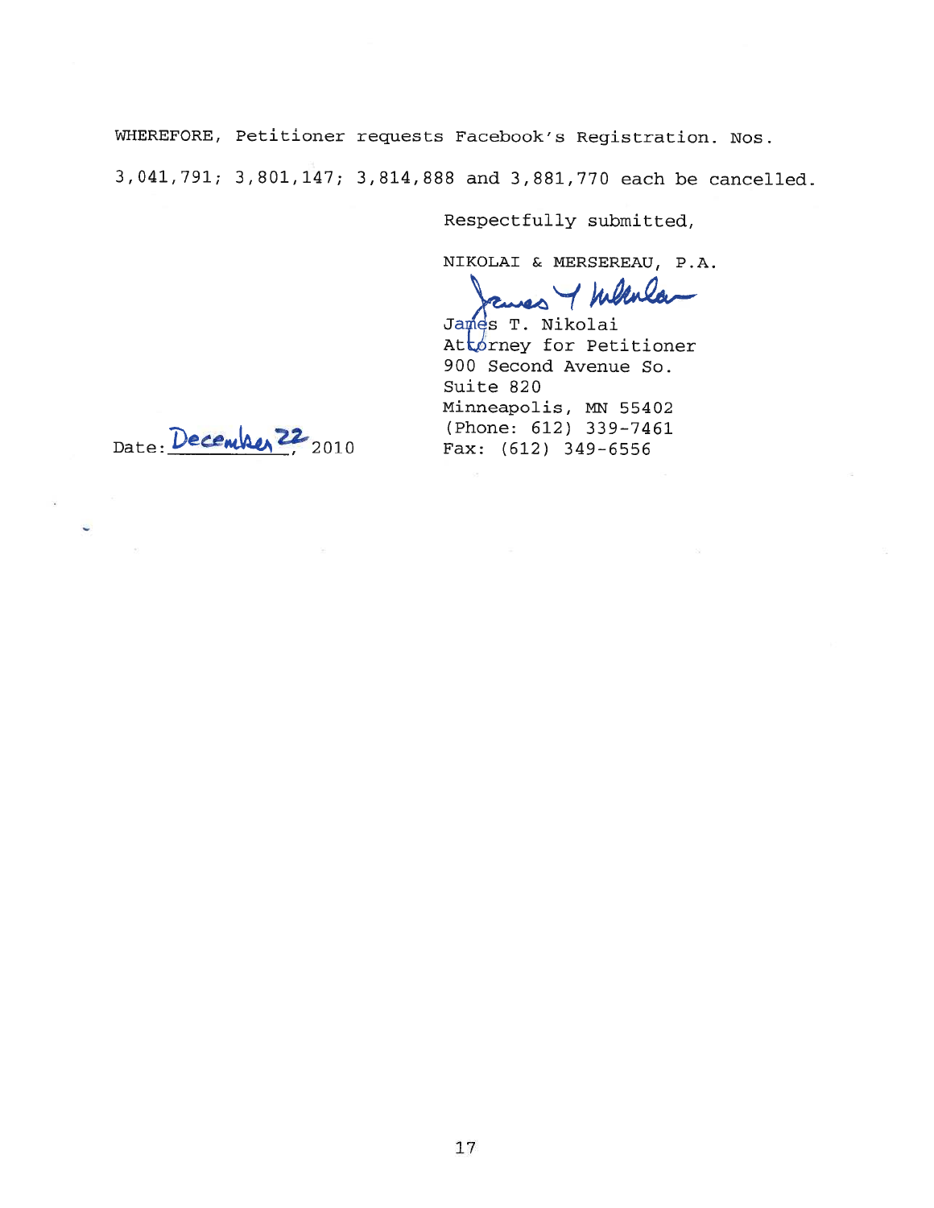WHEREFORE, Petitioner requests Facebook's Registration. Nos. 3,041,791; 3,801,147; 3,814,888 and 3,881,770 each be cancelled.

Respectfully submitted,

NIKOLAI & MERSEREAU, P.A.

James T. Nikolai
Attorney for Petitioner
900 Second Avenue So.
Suite 820
Minneapolis, MN 55402
(Phone: 612) 339-7461
Fax: (612) 349-6556

Date: December 22, 2010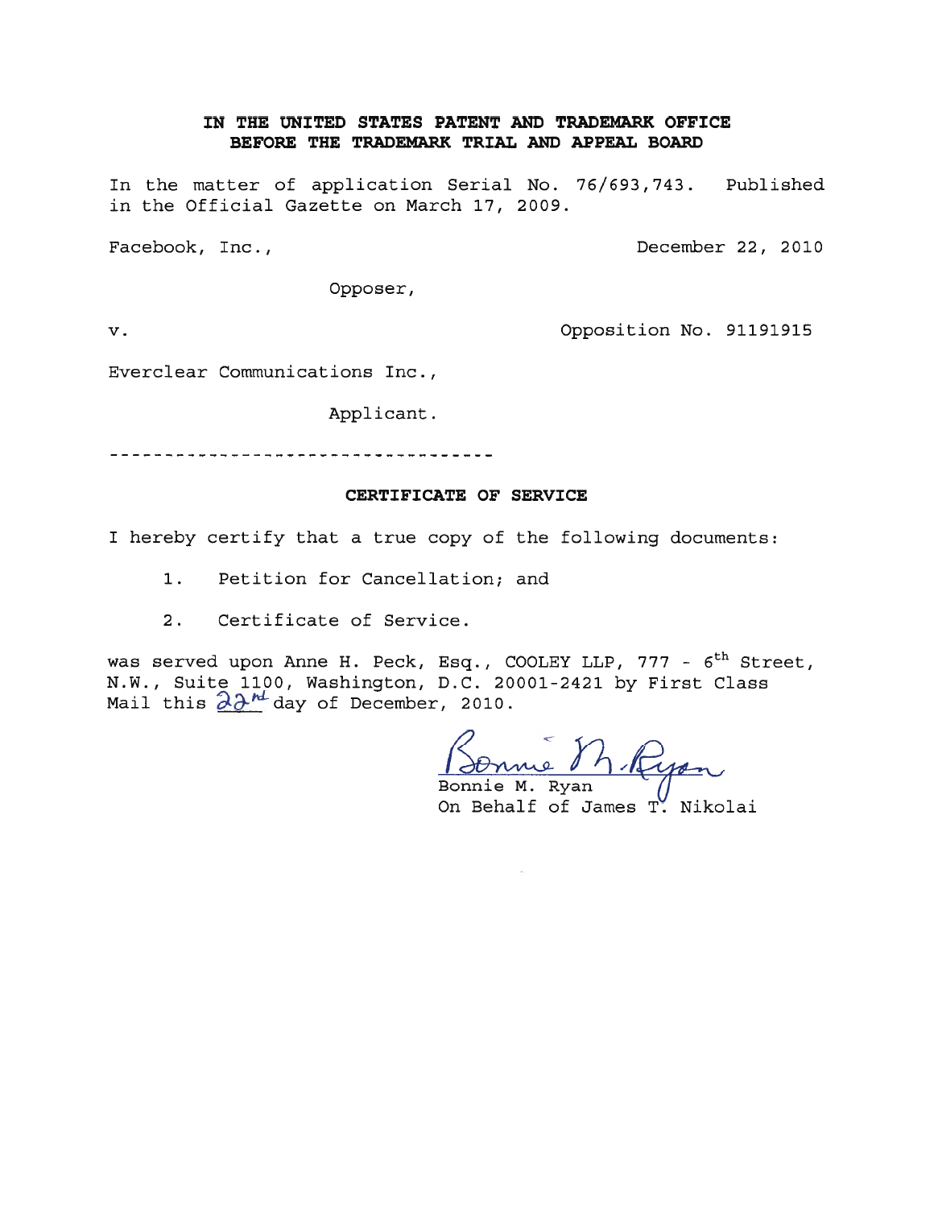**IN THE UNITED STATES PATENT AND TRADEMARK OFFICE**
**BEFORE THE TRADEMARK TRIAL AND APPEAL BOARD**

In the matter of application Serial No. 76/693,743. Published in the Official Gazette on March 17, 2009.

Facebook, Inc., December 22, 2010

Opposer,

v. Opposition No. 91191915

Everclear Communications Inc.,

Applicant.

---

**CERTIFICATE OF SERVICE**

I hereby certify that a true copy of the following documents:

1. Petition for Cancellation; and
2. Certificate of Service.

was served upon Anne H. Peck, Esq., COOLEY LLP, 777 - 6th Street, N.W., Suite 1100, Washington, D.C. 20001-2421 by First Class Mail this 22nd day of December, 2010.

Bonnie M. Ryan
On Behalf of James T. Nikolai